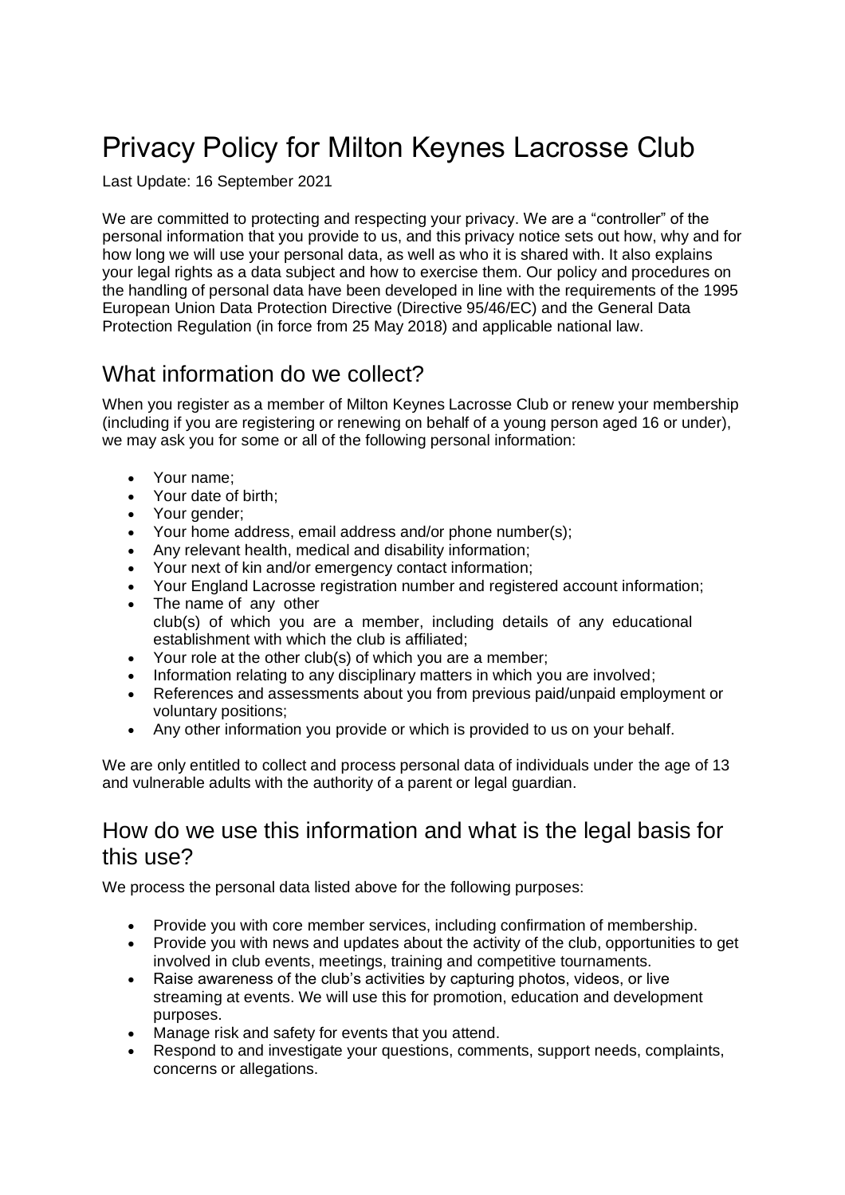# Privacy Policy for Milton Keynes Lacrosse Club

Last Update: 16 September 2021

We are committed to protecting and respecting your privacy. We are a "controller" of the personal information that you provide to us, and this privacy notice sets out how, why and for how long we will use your personal data, as well as who it is shared with. It also explains your legal rights as a data subject and how to exercise them. Our policy and procedures on the handling of personal data have been developed in line with the requirements of the 1995 European Union Data Protection Directive (Directive 95/46/EC) and the General Data Protection Regulation (in force from 25 May 2018) and applicable national law.

## What information do we collect?

When you register as a member of Milton Keynes Lacrosse Club or renew your membership (including if you are registering or renewing on behalf of a young person aged 16 or under), we may ask you for some or all of the following personal information:

- Your name;
- Your date of birth;
- Your gender;
- Your home address, email address and/or phone number(s);
- Any relevant health, medical and disability information;
- Your next of kin and/or emergency contact information;
- Your England Lacrosse registration number and registered account information;
- The name of any other club(s) of which you are a member, including details of any educational establishment with which the club is affiliated;
- Your role at the other club(s) of which you are a member;
- Information relating to any disciplinary matters in which you are involved;
- References and assessments about you from previous paid/unpaid employment or voluntary positions;
- Any other information you provide or which is provided to us on your behalf.

We are only entitled to collect and process personal data of individuals under the age of 13 and vulnerable adults with the authority of a parent or legal guardian.

## How do we use this information and what is the legal basis for this use?

We process the personal data listed above for the following purposes:

- Provide you with core member services, including confirmation of membership.
- Provide you with news and updates about the activity of the club, opportunities to get involved in club events, meetings, training and competitive tournaments.
- Raise awareness of the club's activities by capturing photos, videos, or live streaming at events. We will use this for promotion, education and development purposes.
- Manage risk and safety for events that you attend.
- Respond to and investigate your questions, comments, support needs, complaints, concerns or allegations.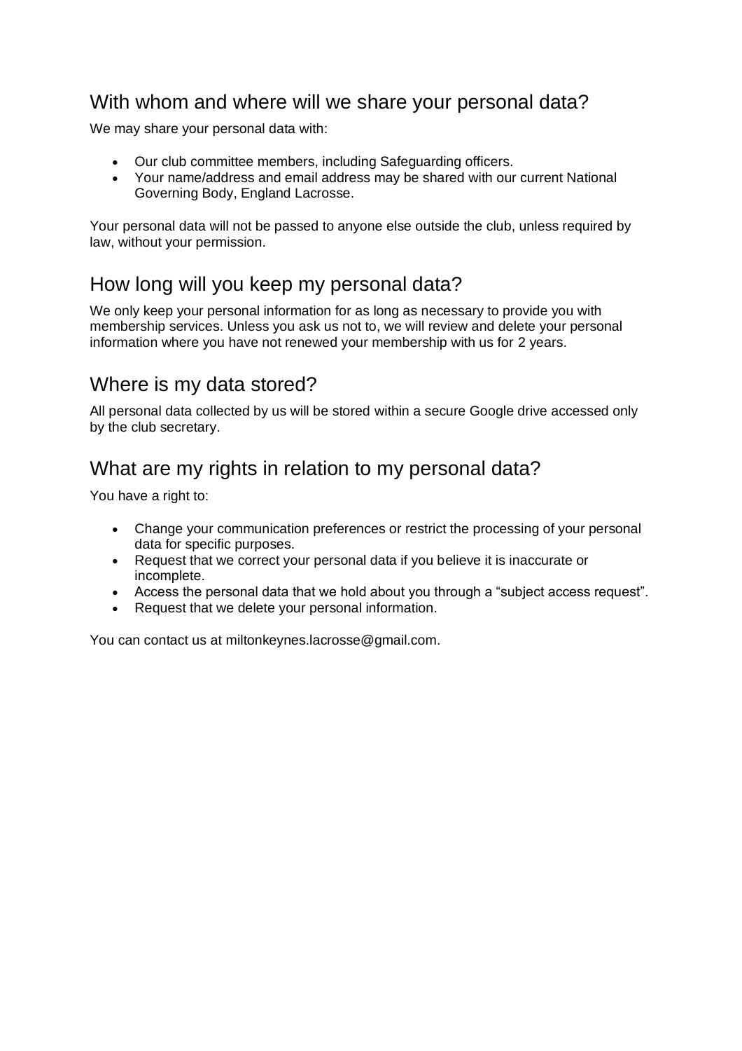## With whom and where will we share your personal data?

We may share your personal data with:

- Our club committee members, including Safeguarding officers.
- Your name/address and email address may be shared with our current National Governing Body, England Lacrosse.

Your personal data will not be passed to anyone else outside the club, unless required by law, without your permission.

## How long will you keep my personal data?

We only keep your personal information for as long as necessary to provide you with membership services. Unless you ask us not to, we will review and delete your personal information where you have not renewed your membership with us for 2 years.

## Where is my data stored?

All personal data collected by us will be stored within a secure Google drive accessed only by the club secretary.

## What are my rights in relation to my personal data?

You have a right to:

- Change your communication preferences or restrict the processing of your personal data for specific purposes.
- Request that we correct your personal data if you believe it is inaccurate or incomplete.
- Access the personal data that we hold about you through a "subject access request".
- Request that we delete your personal information.

You can contact us at miltonkeynes.lacrosse@gmail.com.